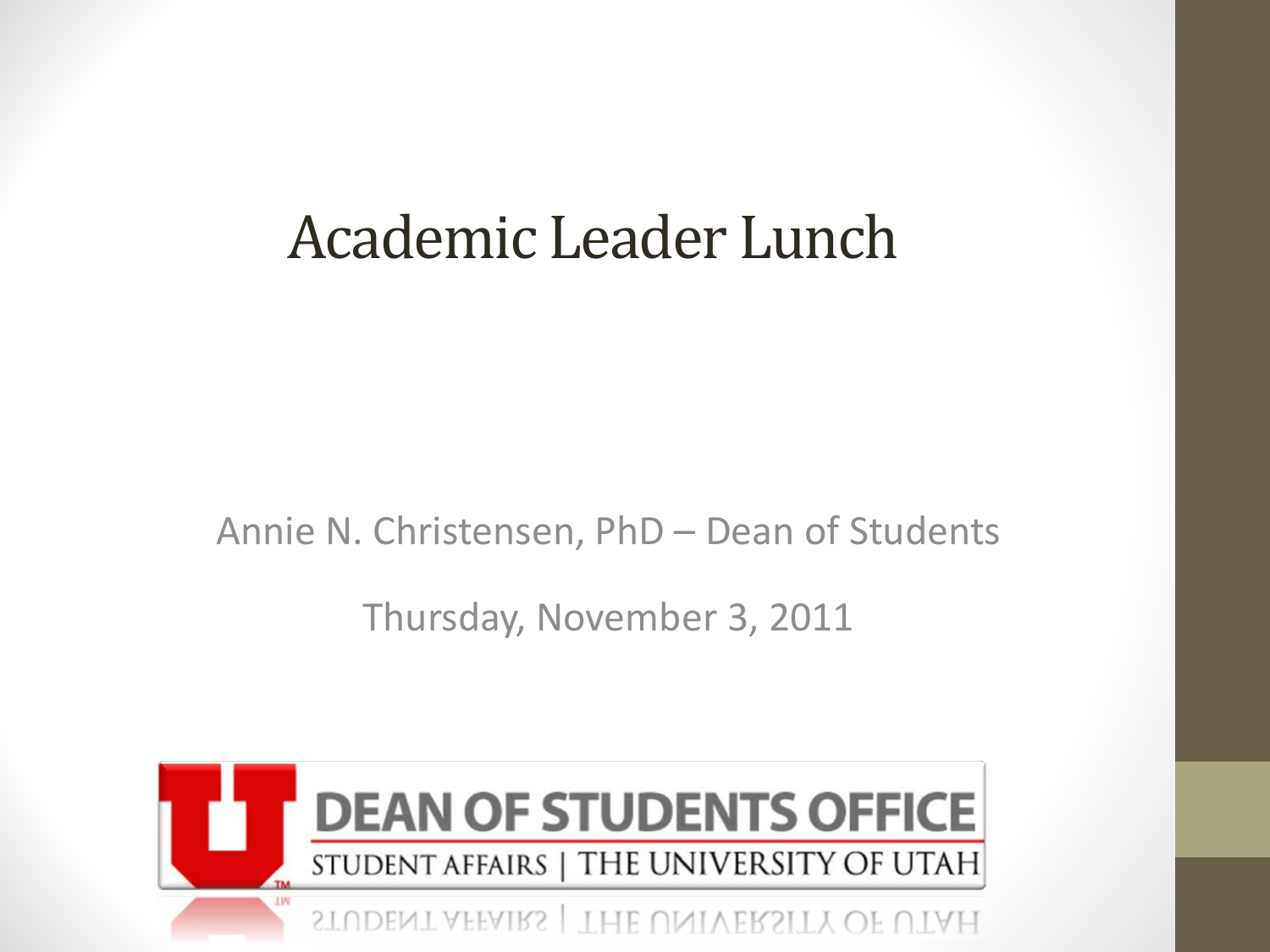# Academic Leader Lunch

Annie N. Christensen, PhD – Dean of Students

Thursday, November 3, 2011

DEAN OF STUDENTS OFFICE

STUDENT AFFAIRS | THE UNIVERSITY OF UTAH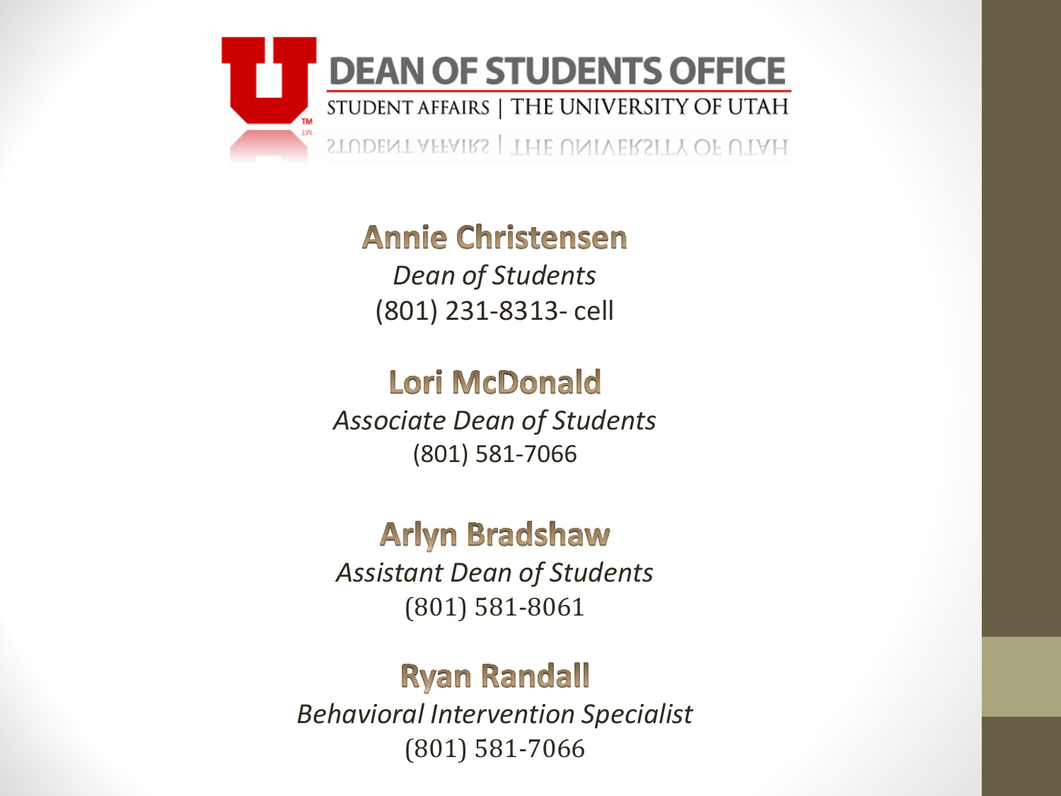# DEAN OF STUDENTS OFFICE

STUDENT AFFAIRS | THE UNIVERSITY OF UTAH

## Annie Christensen

*Dean of Students*

(801) 231-8313- cell

## Lori McDonald

*Associate Dean of Students*

(801) 581-7066

## Arlyn Bradshaw

*Assistant Dean of Students*

(801) 581-8061

## Ryan Randall

*Behavioral Intervention Specialist*

(801) 581-7066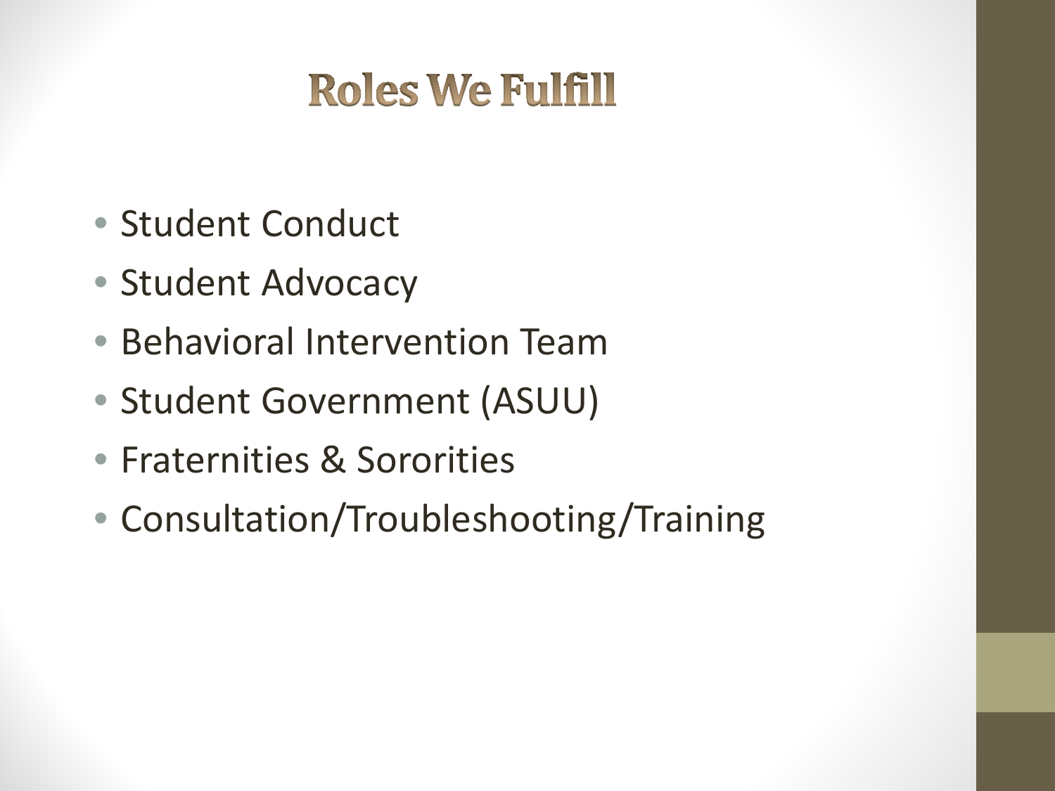# Roles We Fulfill

- Student Conduct
- Student Advocacy
- Behavioral Intervention Team
- Student Government (ASUU)
- Fraternities & Sororities
- Consultation/Troubleshooting/Training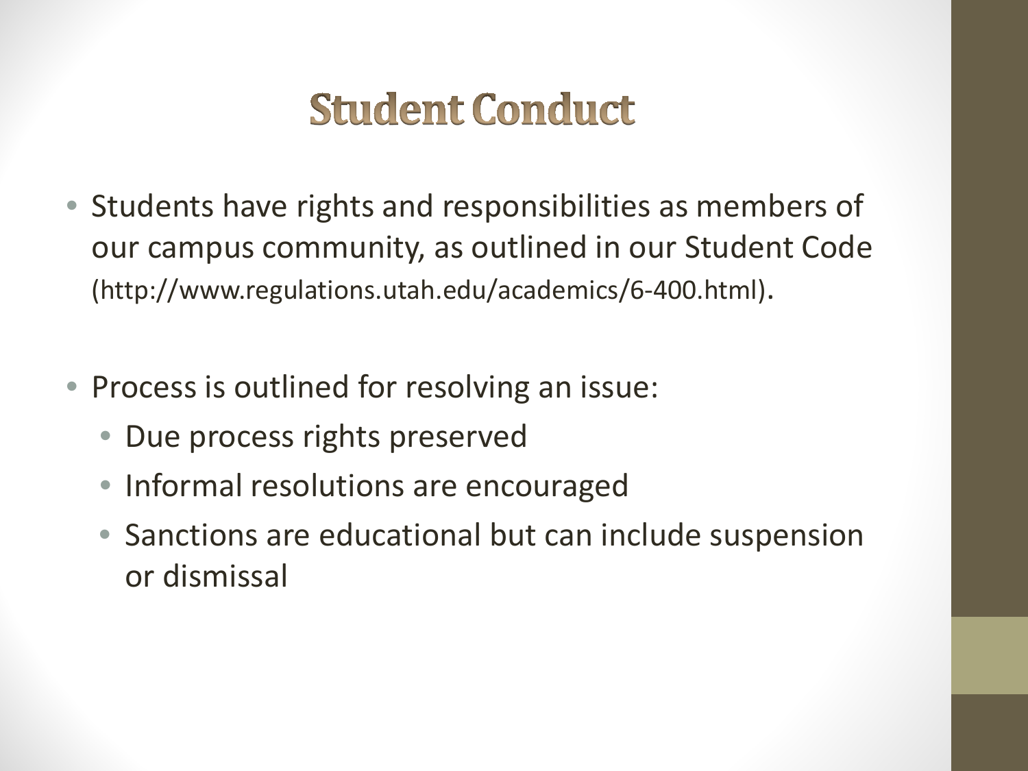# Student Conduct

- Students have rights and responsibilities as members of our campus community, as outlined in our Student Code (http://www.regulations.utah.edu/academics/6-400.html).

- Process is outlined for resolving an issue:
  - Due process rights preserved
  - Informal resolutions are encouraged
  - Sanctions are educational but can include suspension or dismissal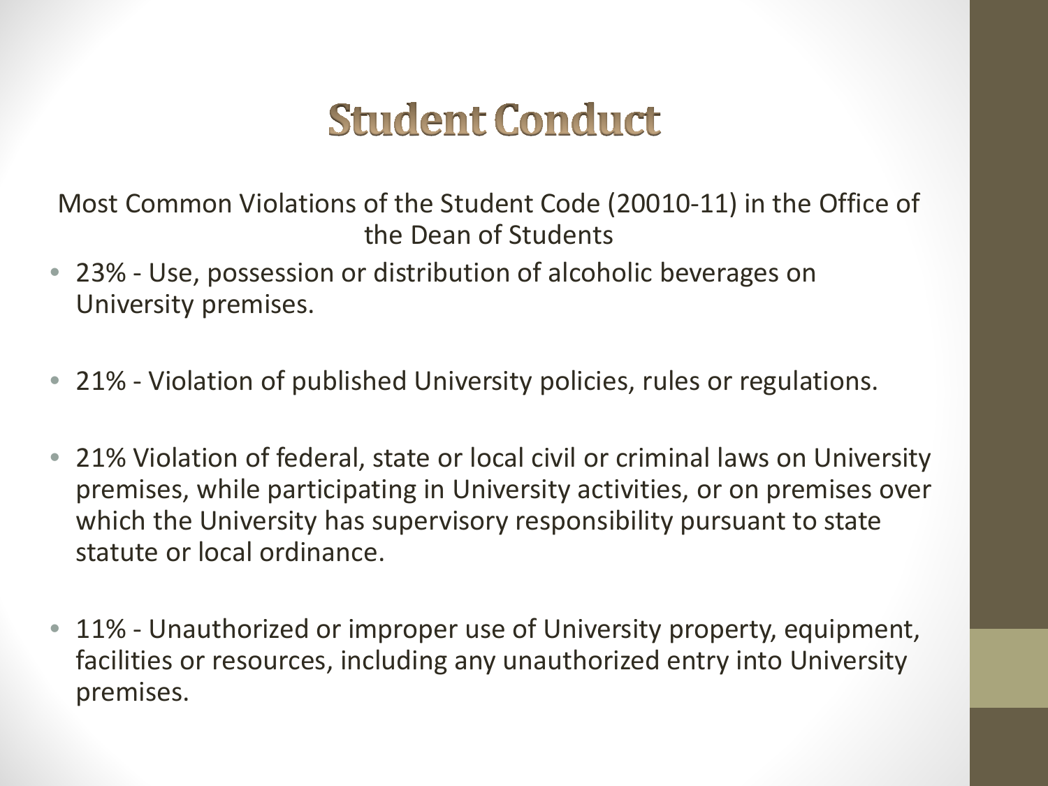# Student Conduct

Most Common Violations of the Student Code (20010-11) in the Office of the Dean of Students

- 23% - Use, possession or distribution of alcoholic beverages on University premises.
- 21% - Violation of published University policies, rules or regulations.
- 21% Violation of federal, state or local civil or criminal laws on University premises, while participating in University activities, or on premises over which the University has supervisory responsibility pursuant to state statute or local ordinance.
- 11% - Unauthorized or improper use of University property, equipment, facilities or resources, including any unauthorized entry into University premises.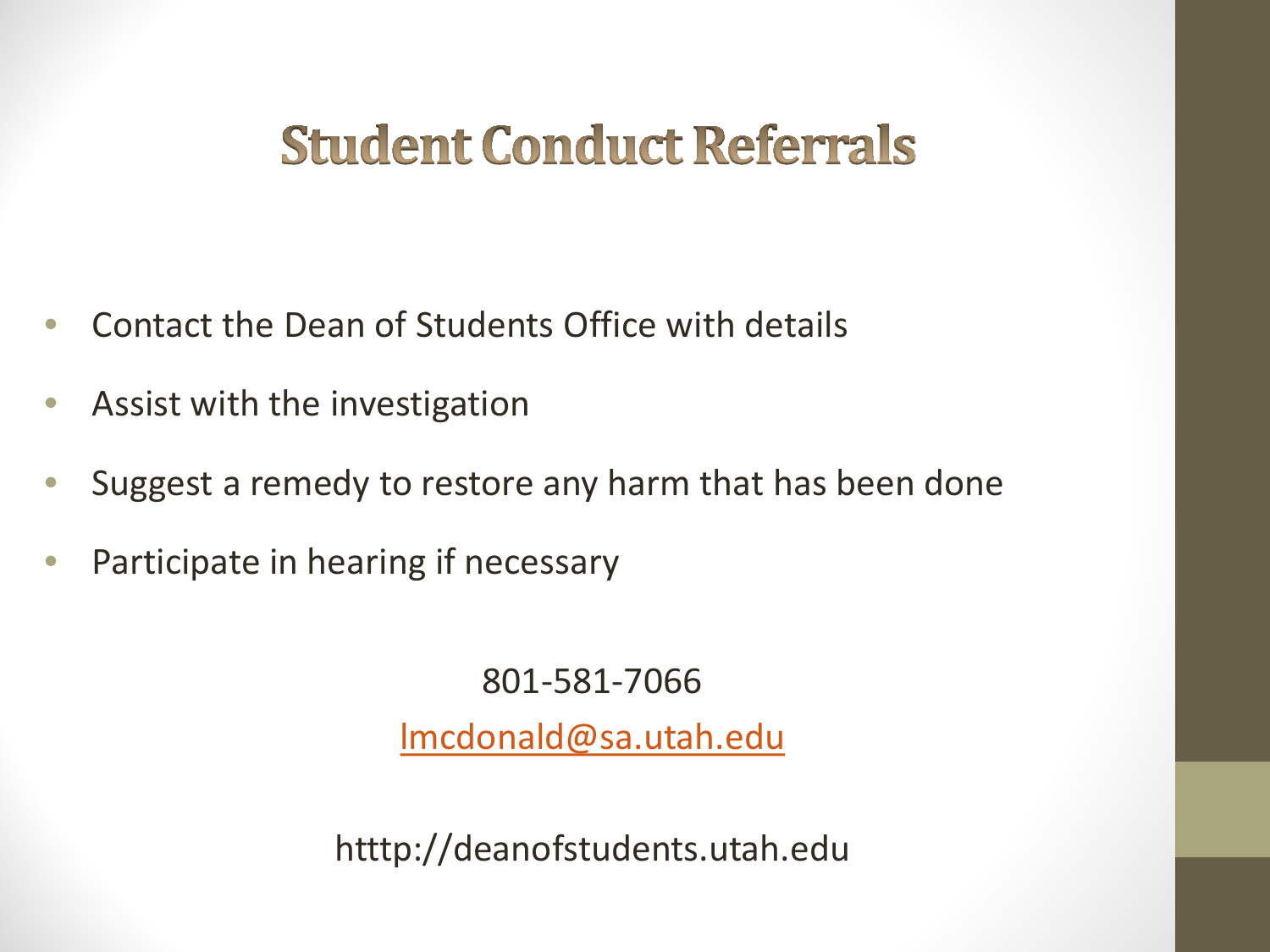# Student Conduct Referrals

- Contact the Dean of Students Office with details
- Assist with the investigation
- Suggest a remedy to restore any harm that has been done
- Participate in hearing if necessary

801-581-7066

lmcdonald@sa.utah.edu

htttp://deanofstudents.utah.edu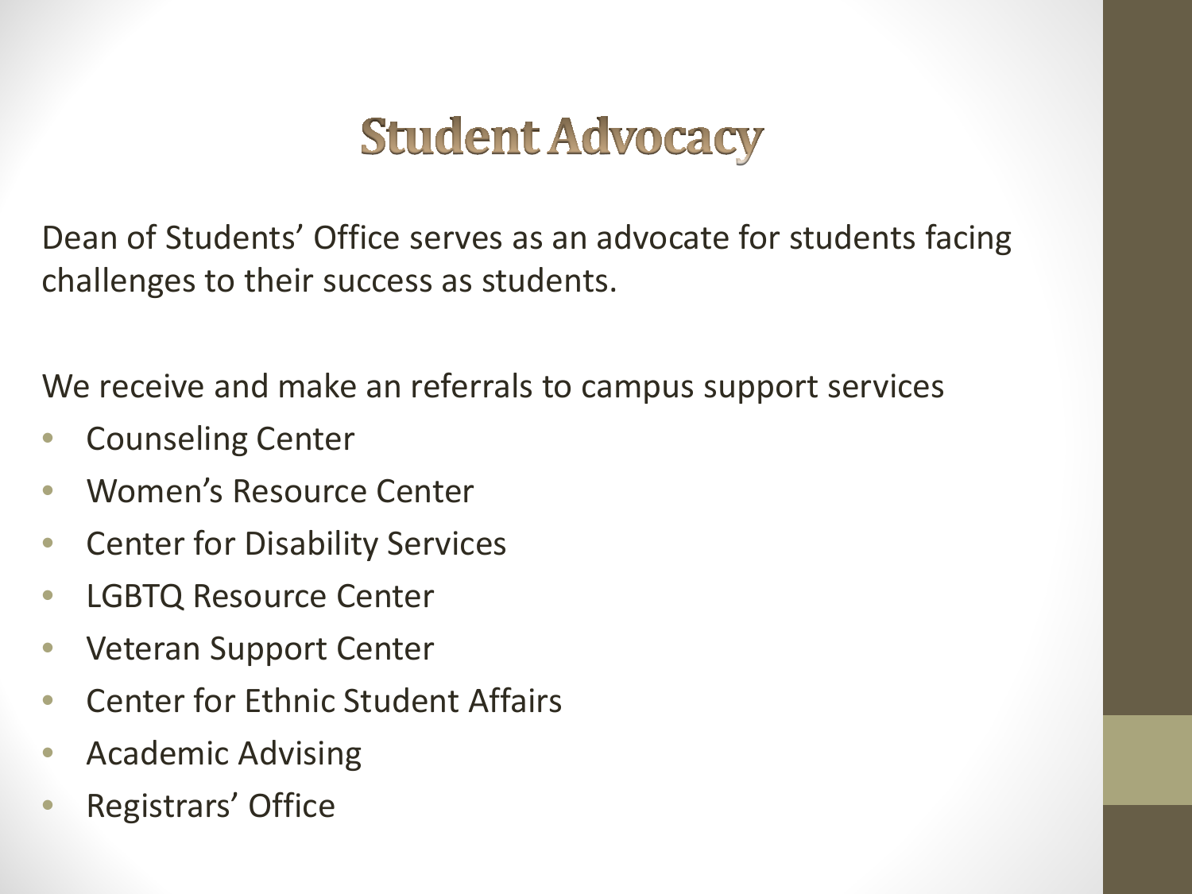# Student Advocacy

Dean of Students' Office serves as an advocate for students facing challenges to their success as students.

We receive and make an referrals to campus support services

- Counseling Center
- Women's Resource Center
- Center for Disability Services
- LGBTQ Resource Center
- Veteran Support Center
- Center for Ethnic Student Affairs
- Academic Advising
- Registrars' Office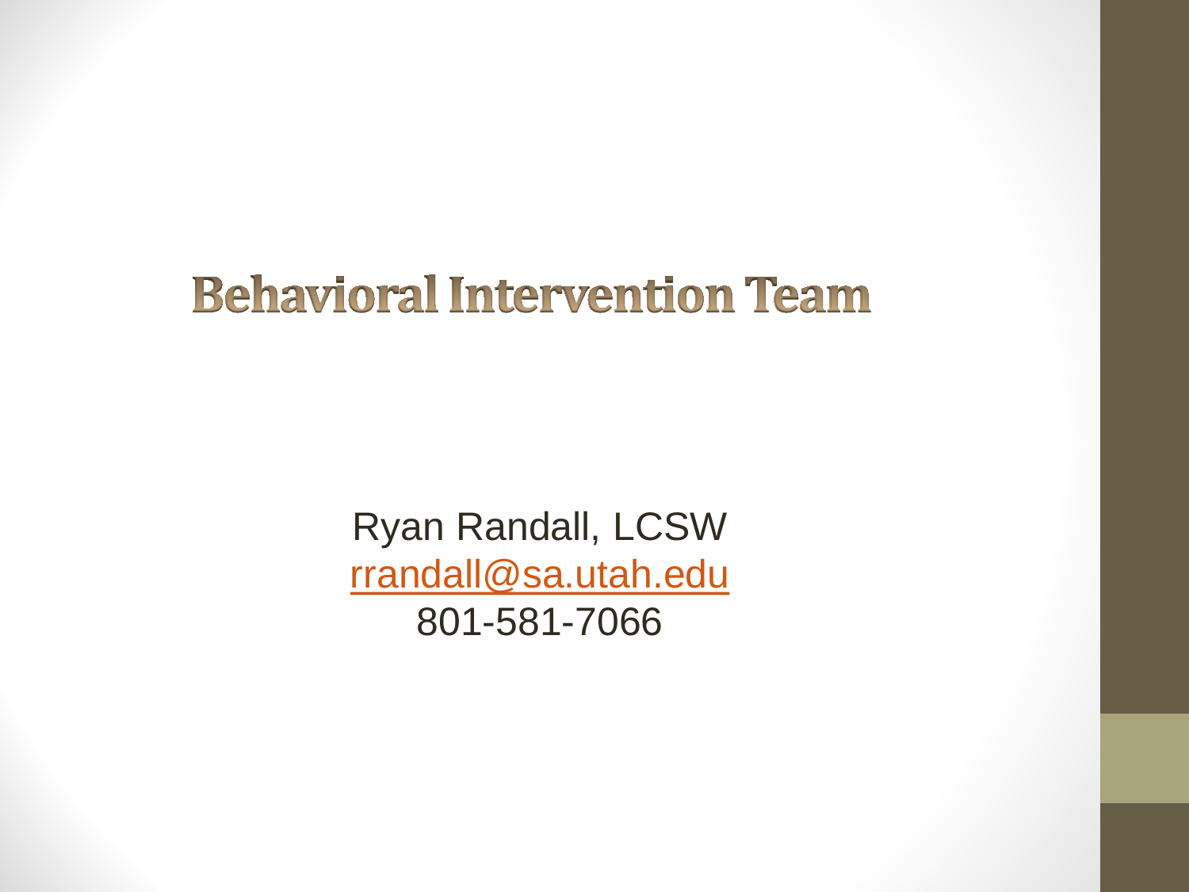# Behavioral Intervention Team

Ryan Randall, LCSW
rrandall@sa.utah.edu
801-581-7066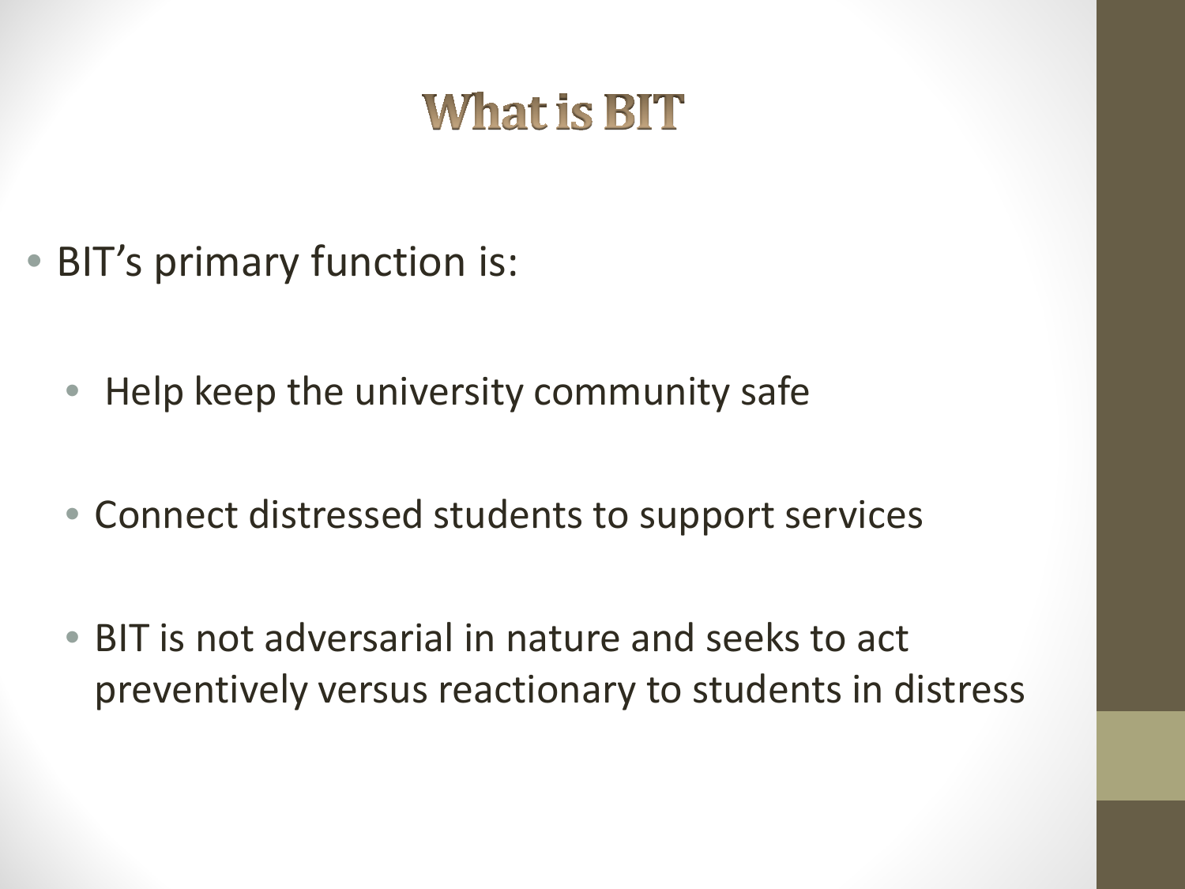# What is BIT

- BIT's primary function is:
  - Help keep the university community safe
  - Connect distressed students to support services
  - BIT is not adversarial in nature and seeks to act preventively versus reactionary to students in distress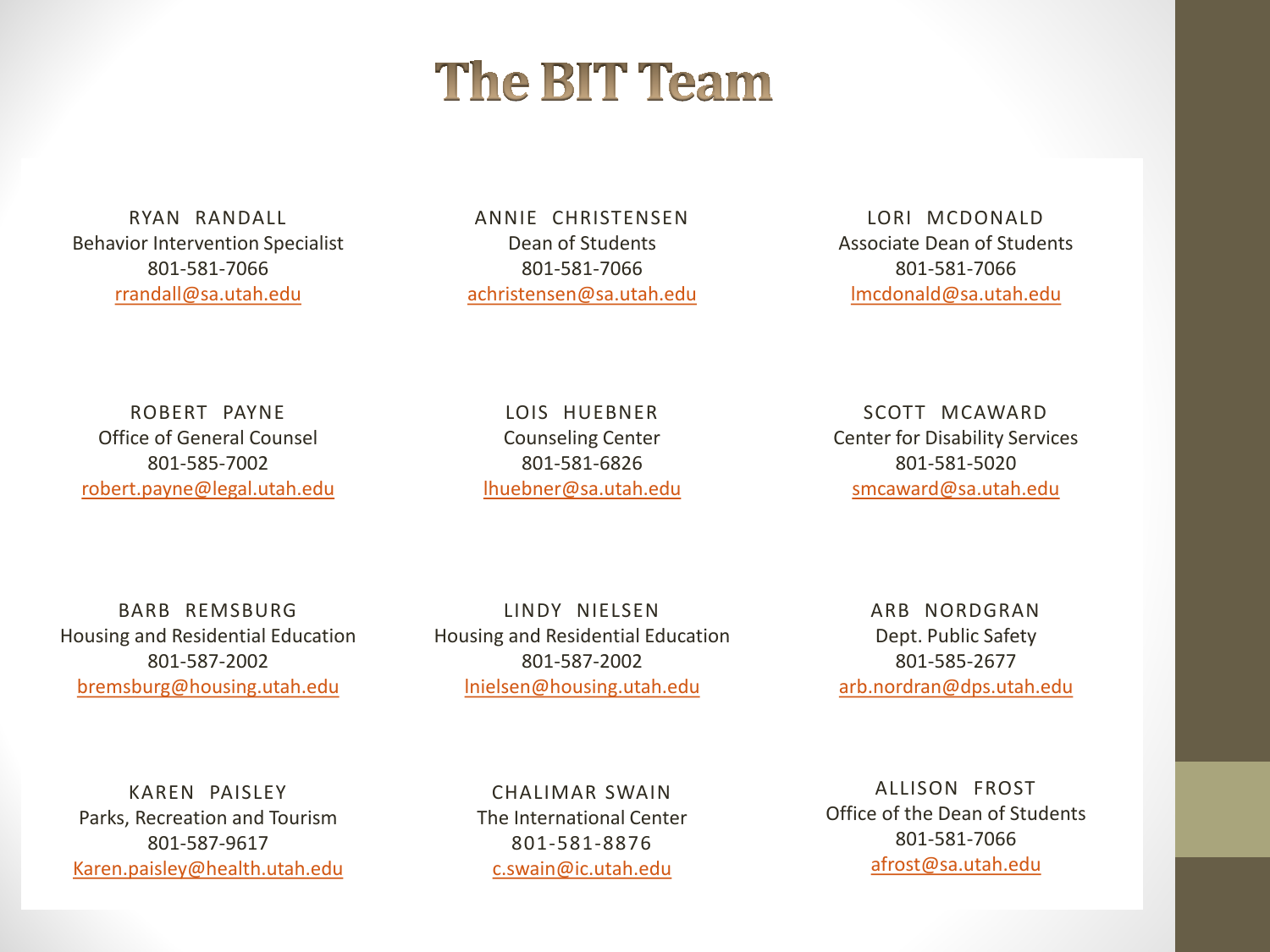# The BIT Team

RYAN RANDALL
Behavior Intervention Specialist
801-581-7066
rrandall@sa.utah.edu

ANNIE CHRISTENSEN
Dean of Students
801-581-7066
achristensen@sa.utah.edu

LORI MCDONALD
Associate Dean of Students
801-581-7066
lmcdonald@sa.utah.edu

ROBERT PAYNE
Office of General Counsel
801-585-7002
robert.payne@legal.utah.edu

LOIS HUEBNER
Counseling Center
801-581-6826
lhuebner@sa.utah.edu

SCOTT MCAWARD
Center for Disability Services
801-581-5020
smcaward@sa.utah.edu

BARB REMSBURG
Housing and Residential Education
801-587-2002
bremsburg@housing.utah.edu

LINDY NIELSEN
Housing and Residential Education
801-587-2002
lnielsen@housing.utah.edu

ARB NORDGRAN
Dept. Public Safety
801-585-2677
arb.nordran@dps.utah.edu

KAREN PAISLEY
Parks, Recreation and Tourism
801-587-9617
Karen.paisley@health.utah.edu

CHALIMAR SWAIN
The International Center
801-581-8876
c.swain@ic.utah.edu

ALLISON FROST
Office of the Dean of Students
801-581-7066
afrost@sa.utah.edu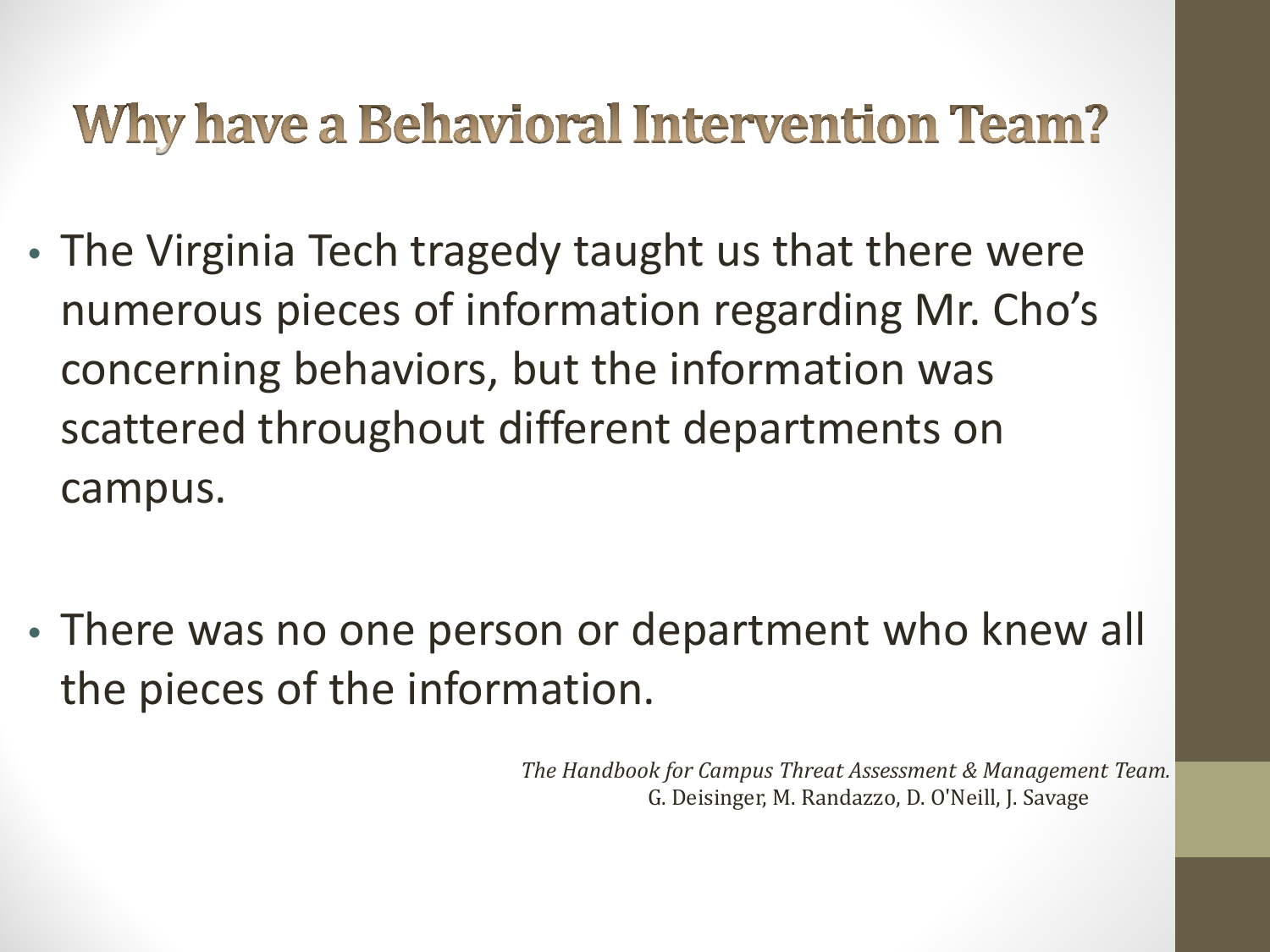# Why have a Behavioral Intervention Team?

- The Virginia Tech tragedy taught us that there were numerous pieces of information regarding Mr. Cho's concerning behaviors, but the information was scattered throughout different departments on campus.

- There was no one person or department who knew all the pieces of the information.

*The Handbook for Campus Threat Assessment & Management Team.*
G. Deisinger, M. Randazzo, D. O'Neill, J. Savage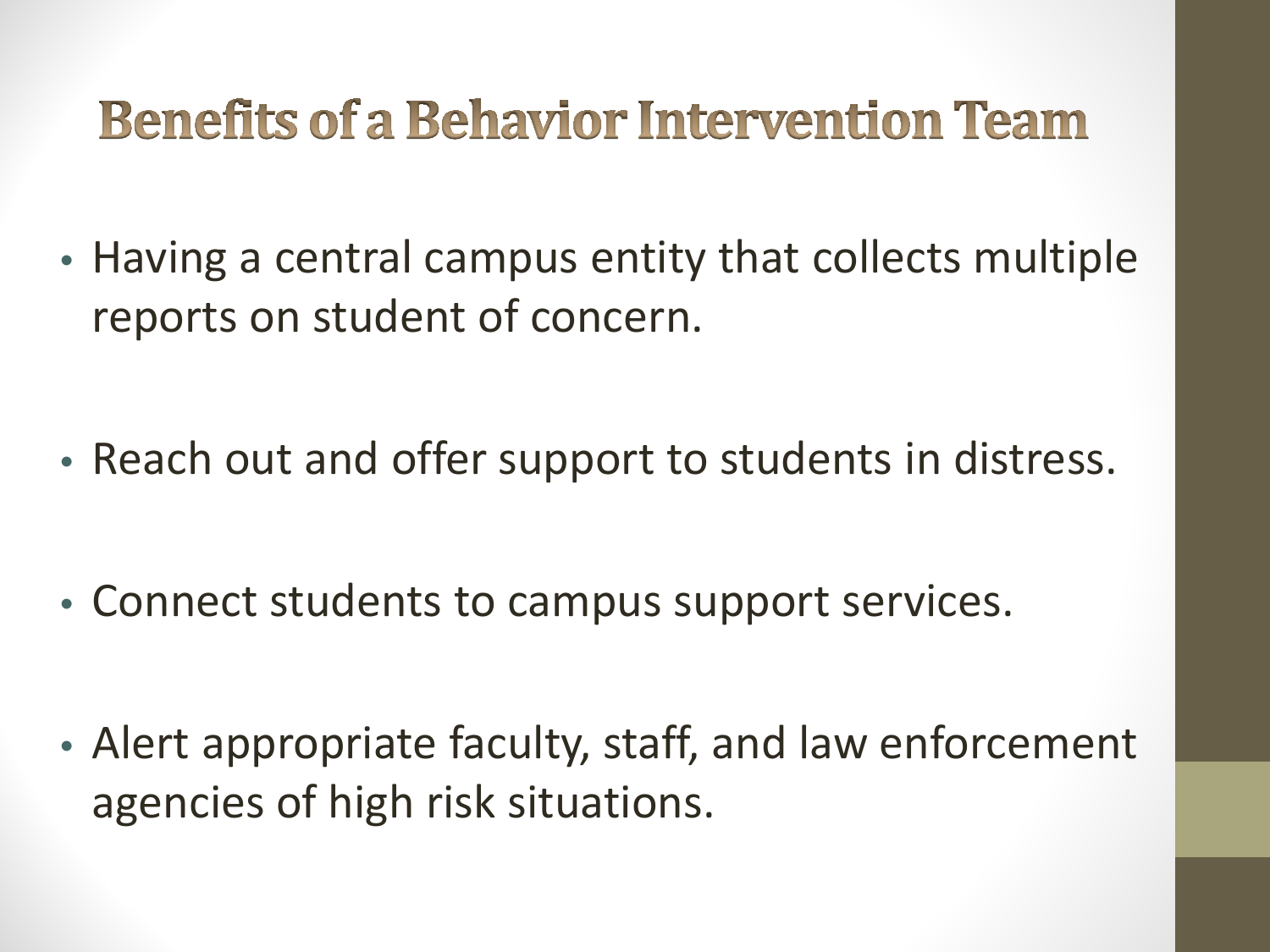# Benefits of a Behavior Intervention Team

- Having a central campus entity that collects multiple reports on student of concern.
- Reach out and offer support to students in distress.
- Connect students to campus support services.
- Alert appropriate faculty, staff, and law enforcement agencies of high risk situations.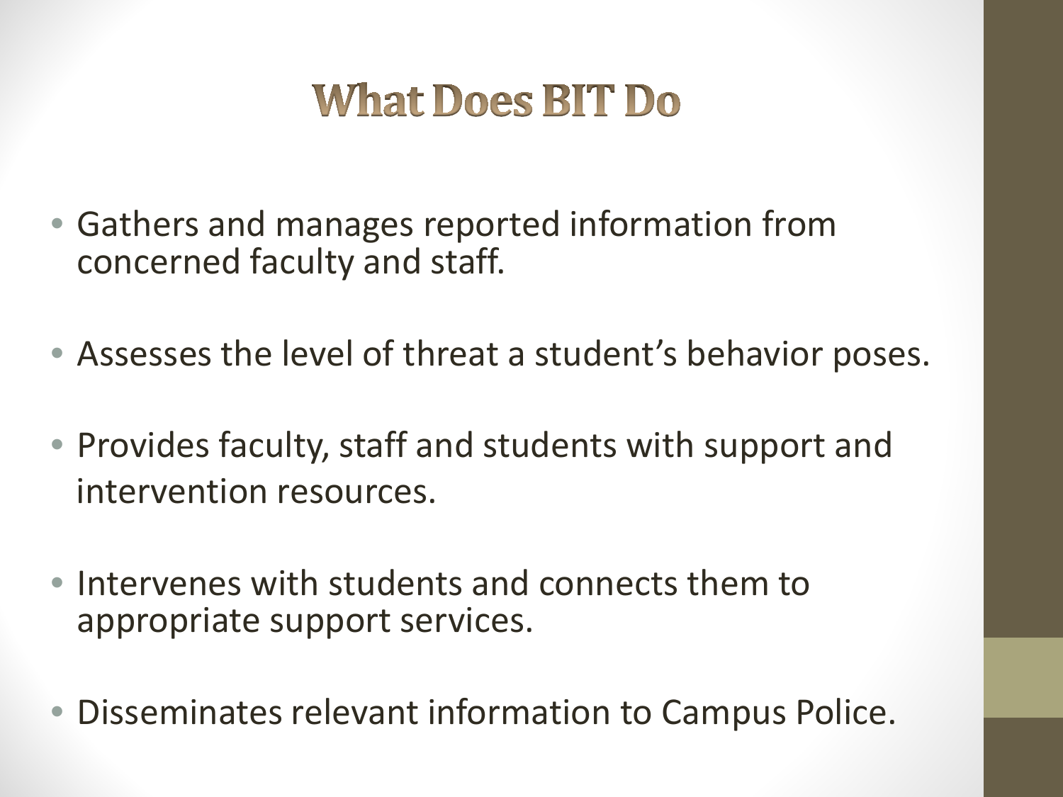# What Does BIT Do

- Gathers and manages reported information from concerned faculty and staff.
- Assesses the level of threat a student's behavior poses.
- Provides faculty, staff and students with support and intervention resources.
- Intervenes with students and connects them to appropriate support services.
- Disseminates relevant information to Campus Police.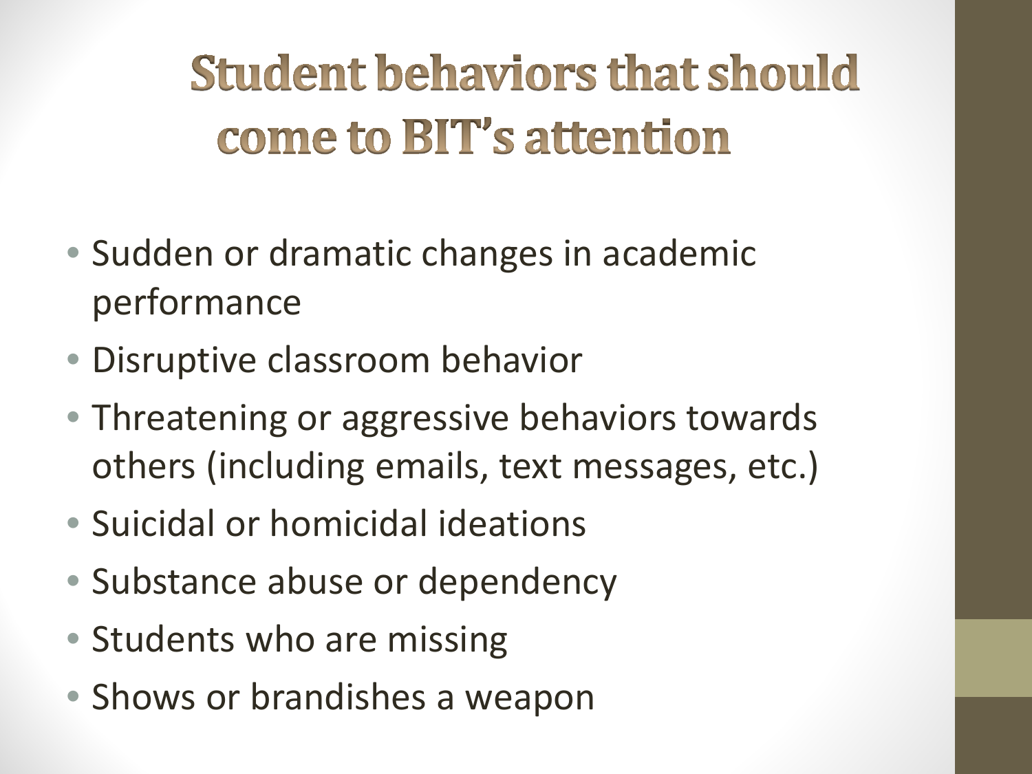# Student behaviors that should come to BIT's attention

- Sudden or dramatic changes in academic performance
- Disruptive classroom behavior
- Threatening or aggressive behaviors towards others (including emails, text messages, etc.)
- Suicidal or homicidal ideations
- Substance abuse or dependency
- Students who are missing
- Shows or brandishes a weapon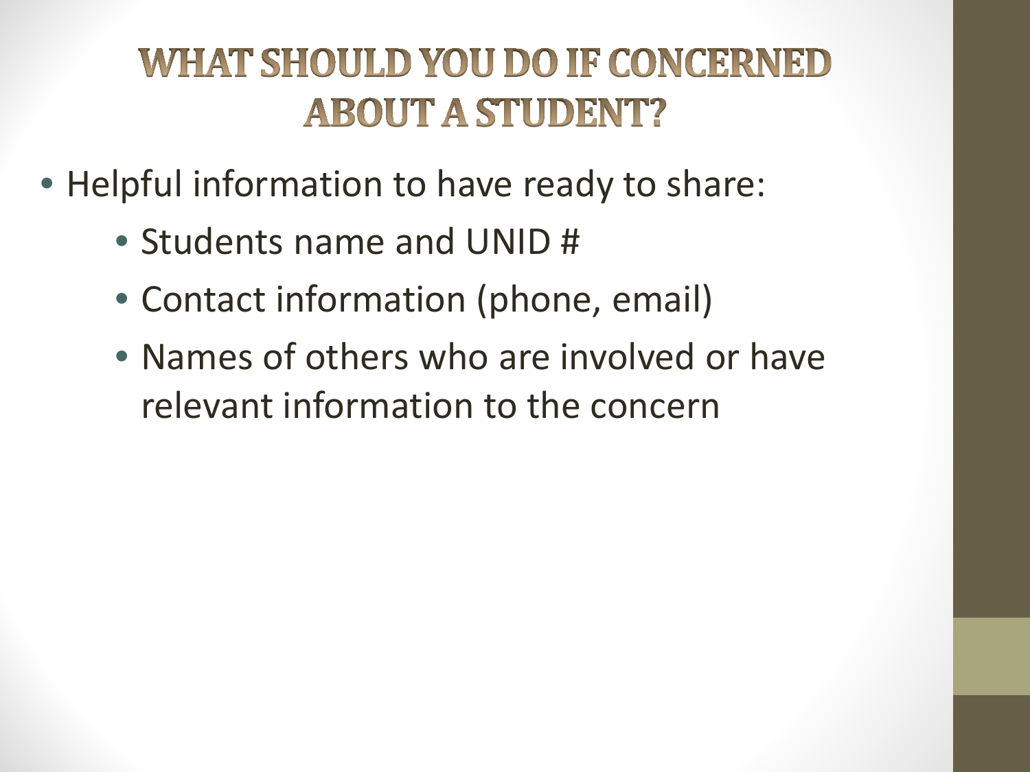# WHAT SHOULD YOU DO IF CONCERNED ABOUT A STUDENT?

- Helpful information to have ready to share:
    - Students name and UNID #
    - Contact information (phone, email)
    - Names of others who are involved or have relevant information to the concern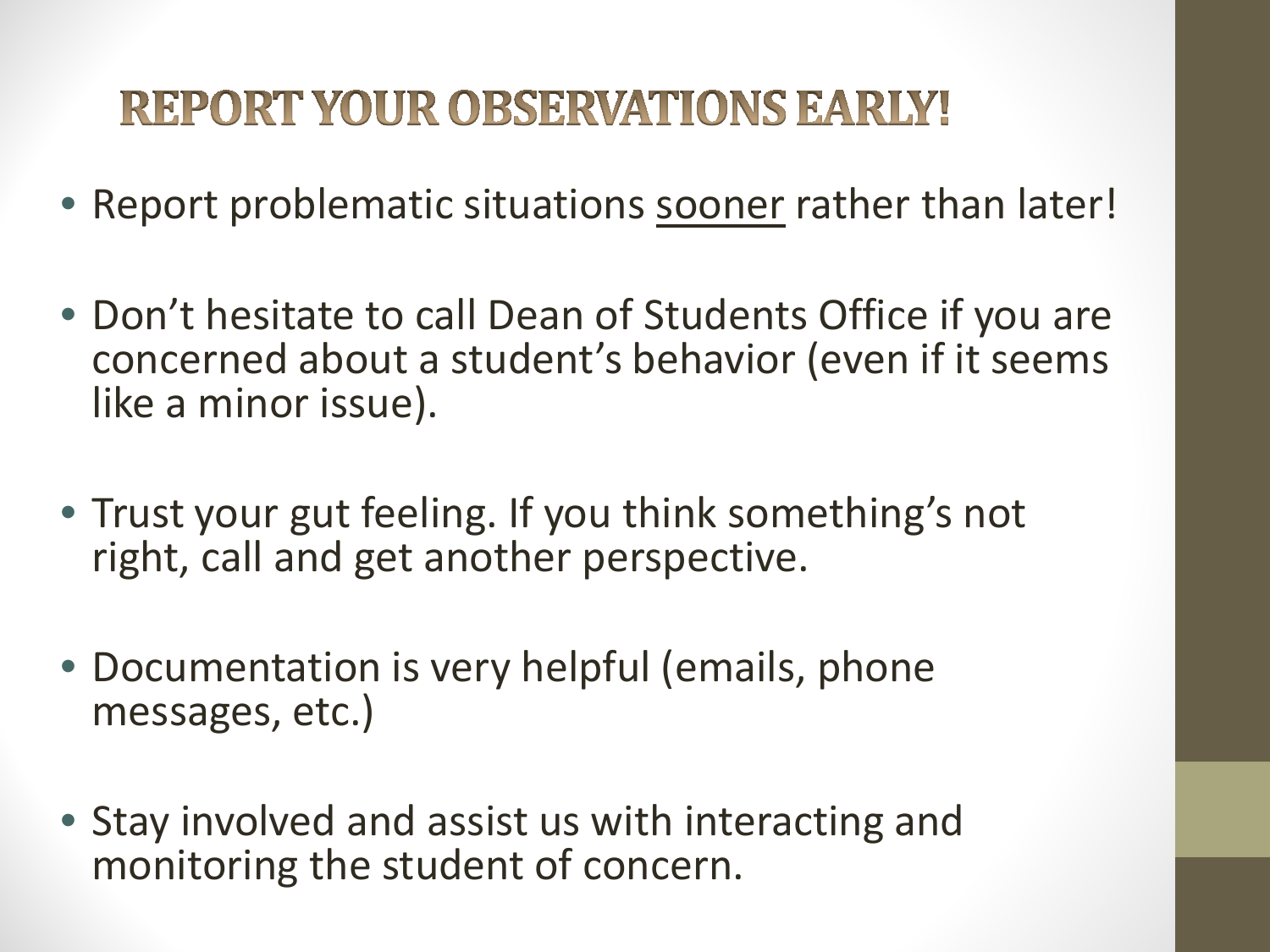# REPORT YOUR OBSERVATIONS EARLY!

- Report problematic situations <u>sooner</u> rather than later!
- Don't hesitate to call Dean of Students Office if you are concerned about a student's behavior (even if it seems like a minor issue).
- Trust your gut feeling. If you think something's not right, call and get another perspective.
- Documentation is very helpful (emails, phone messages, etc.)
- Stay involved and assist us with interacting and monitoring the student of concern.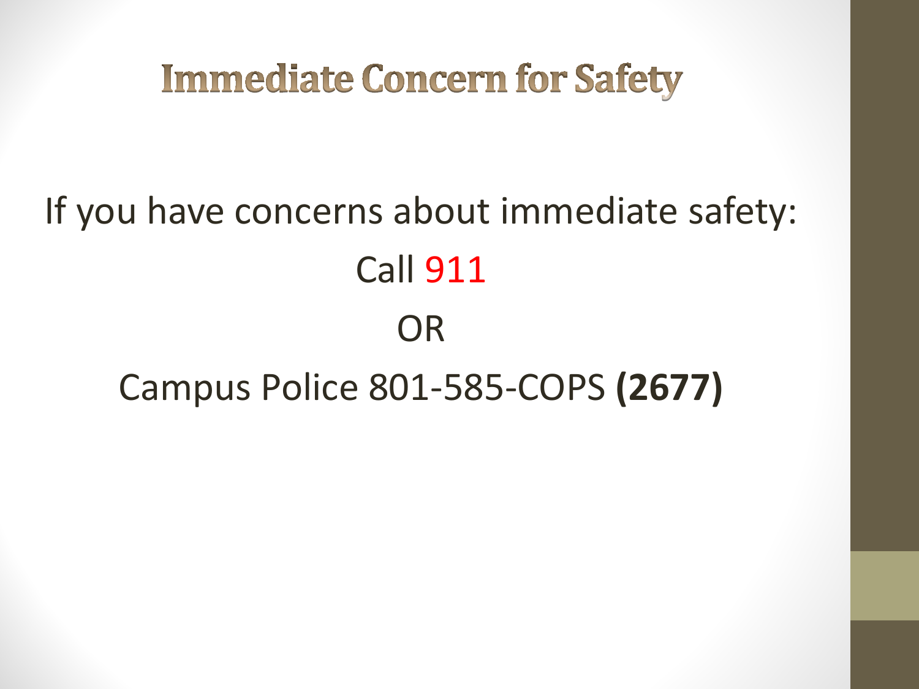# Immediate Concern for Safety

If you have concerns about immediate safety:

Call 911

OR

Campus Police 801-585-COPS **(2677)**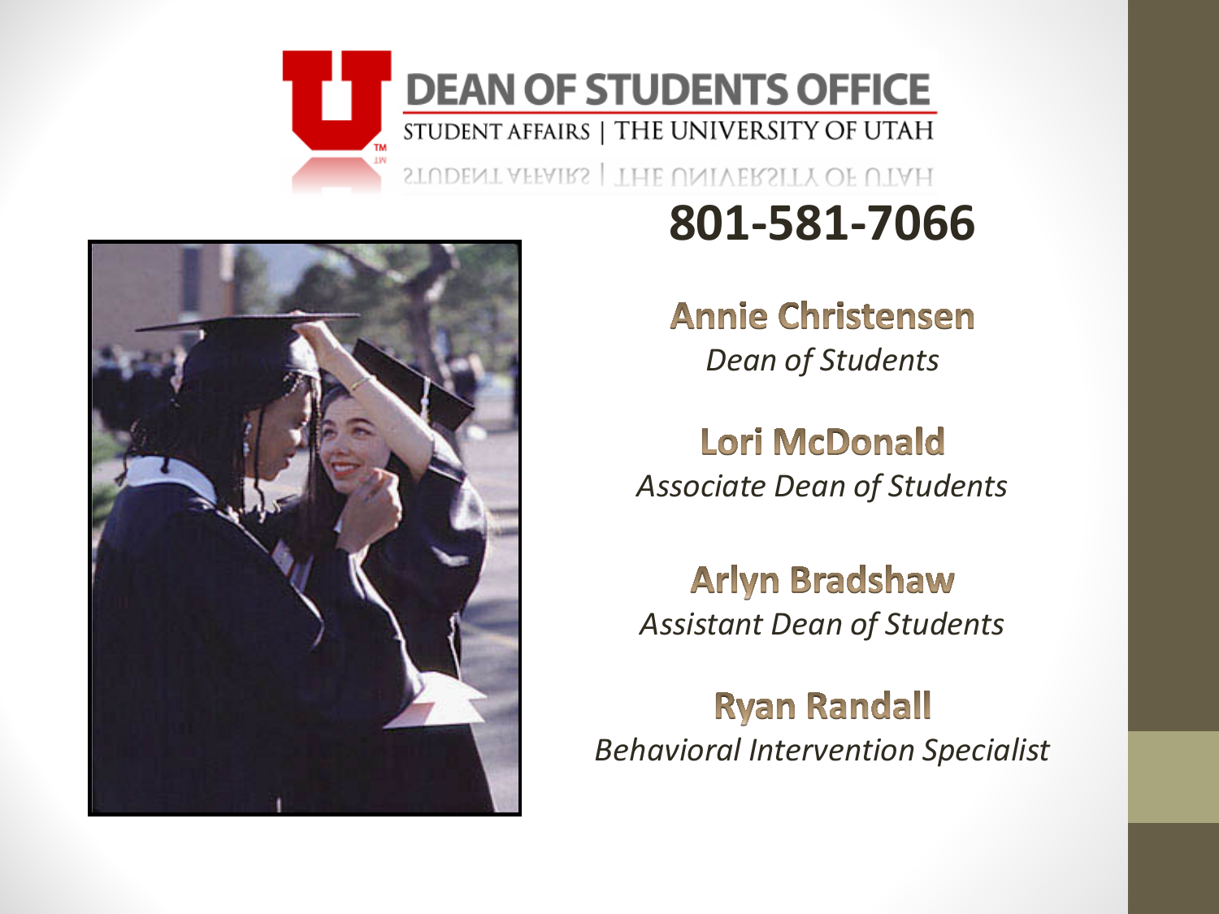# DEAN OF STUDENTS OFFICE

STUDENT AFFAIRS | THE UNIVERSITY OF UTAH

## 801-581-7066

**Annie Christensen**
*Dean of Students*

**Lori McDonald**
*Associate Dean of Students*

**Arlyn Bradshaw**
*Assistant Dean of Students*

**Ryan Randall**
*Behavioral Intervention Specialist*